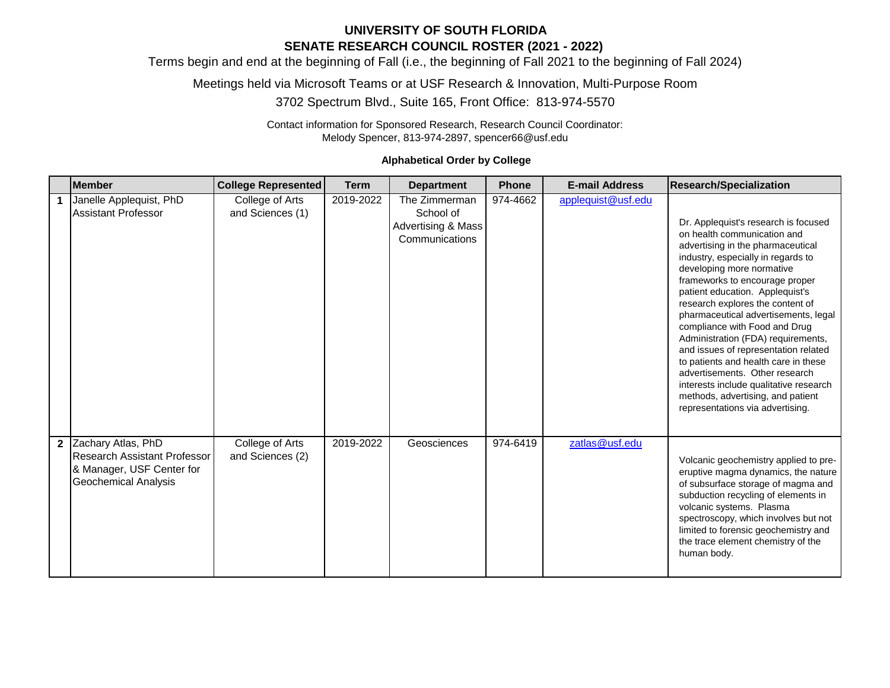# UNIVERSITY OF SOUTH FLORIDA

## SENATE RESEARCH COUNCIL ROSTER (2021 - 2022)

Terms begin and end at the beginning of Fall (i.e., the beginning of Fall 2021 to the beginning of Fall 2024)

Meetings held via Microsoft Teams or at USF Research & Innovation, Multi-Purpose Room

3702 Spectrum Blvd., Suite 165, Front Office: 813-974-5570

Contact information for Sponsored Research, Research Council Coordinator:
Melody Spencer, 813-974-2897, spencer66@usf.edu

**Alphabetical Order by College**

| | Member | College Represented | Term | Department | Phone | E-mail Address | Research/Specialization |
|---|---|---|---|---|---|---|---|
| **1** | Janelle Applequist, PhD Assistant Professor | College of Arts and Sciences (1) | 2019-2022 | The Zimmerman School of Advertising & Mass Communications | 974-4662 | applequist@usf.edu | Dr. Applequist's research is focused on health communication and advertising in the pharmaceutical industry, especially in regards to developing more normative frameworks to encourage proper patient education. Applequist's research explores the content of pharmaceutical advertisements, legal compliance with Food and Drug Administration (FDA) requirements, and issues of representation related to patients and health care in these advertisements. Other research interests include qualitative research methods, advertising, and patient representations via advertising. |
| **2** | Zachary Atlas, PhD Research Assistant Professor & Manager, USF Center for Geochemical Analysis | College of Arts and Sciences (2) | 2019-2022 | Geosciences | 974-6419 | zatlas@usf.edu | Volcanic geochemistry applied to pre-eruptive magma dynamics, the nature of subsurface storage of magma and subduction recycling of elements in volcanic systems. Plasma spectroscopy, which involves but not limited to forensic geochemistry and the trace element chemistry of the human body. |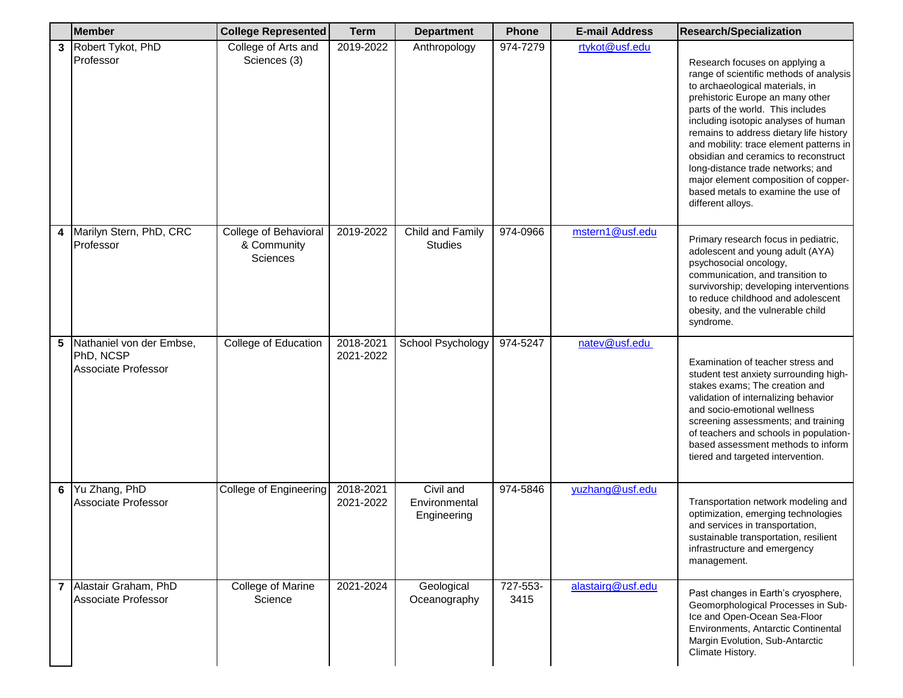| | Member | College Represented | Term | Department | Phone | E-mail Address | Research/Specialization |
|---|---|---|---|---|---|---|---|
| 3 | Robert Tykot, PhD<br>Professor | College of Arts and Sciences (3) | 2019-2022 | Anthropology | 974-7279 | rtykot@usf.edu | Research focuses on applying a range of scientific methods of analysis to archaeological materials, in prehistoric Europe an many other parts of the world. This includes including isotopic analyses of human remains to address dietary life history and mobility: trace element patterns in obsidian and ceramics to reconstruct long-distance trade networks; and major element composition of copper-based metals to examine the use of different alloys. |
| 4 | Marilyn Stern, PhD, CRC<br>Professor | College of Behavioral & Community Sciences | 2019-2022 | Child and Family Studies | 974-0966 | mstern1@usf.edu | Primary research focus in pediatric, adolescent and young adult (AYA) psychosocial oncology, communication, and transition to survivorship; developing interventions to reduce childhood and adolescent obesity, and the vulnerable child syndrome. |
| 5 | Nathaniel von der Embse, PhD, NCSP<br>Associate Professor | College of Education | 2018-2021<br>2021-2022 | School Psychology | 974-5247 | natev@usf.edu | Examination of teacher stress and student test anxiety surrounding high-stakes exams; The creation and validation of internalizing behavior and socio-emotional wellness screening assessments; and training of teachers and schools in population-based assessment methods to inform tiered and targeted intervention. |
| 6 | Yu Zhang, PhD<br>Associate Professor | College of Engineering | 2018-2021<br>2021-2022 | Civil and Environmental Engineering | 974-5846 | yuzhang@usf.edu | Transportation network modeling and optimization, emerging technologies and services in transportation, sustainable transportation, resilient infrastructure and emergency management. |
| 7 | Alastair Graham, PhD<br>Associate Professor | College of Marine Science | 2021-2024 | Geological Oceanography | 727-553-3415 | alastairg@usf.edu | Past changes in Earth's cryosphere, Geomorphological Processes in Sub-Ice and Open-Ocean Sea-Floor Environments, Antarctic Continental Margin Evolution, Sub-Antarctic Climate History. |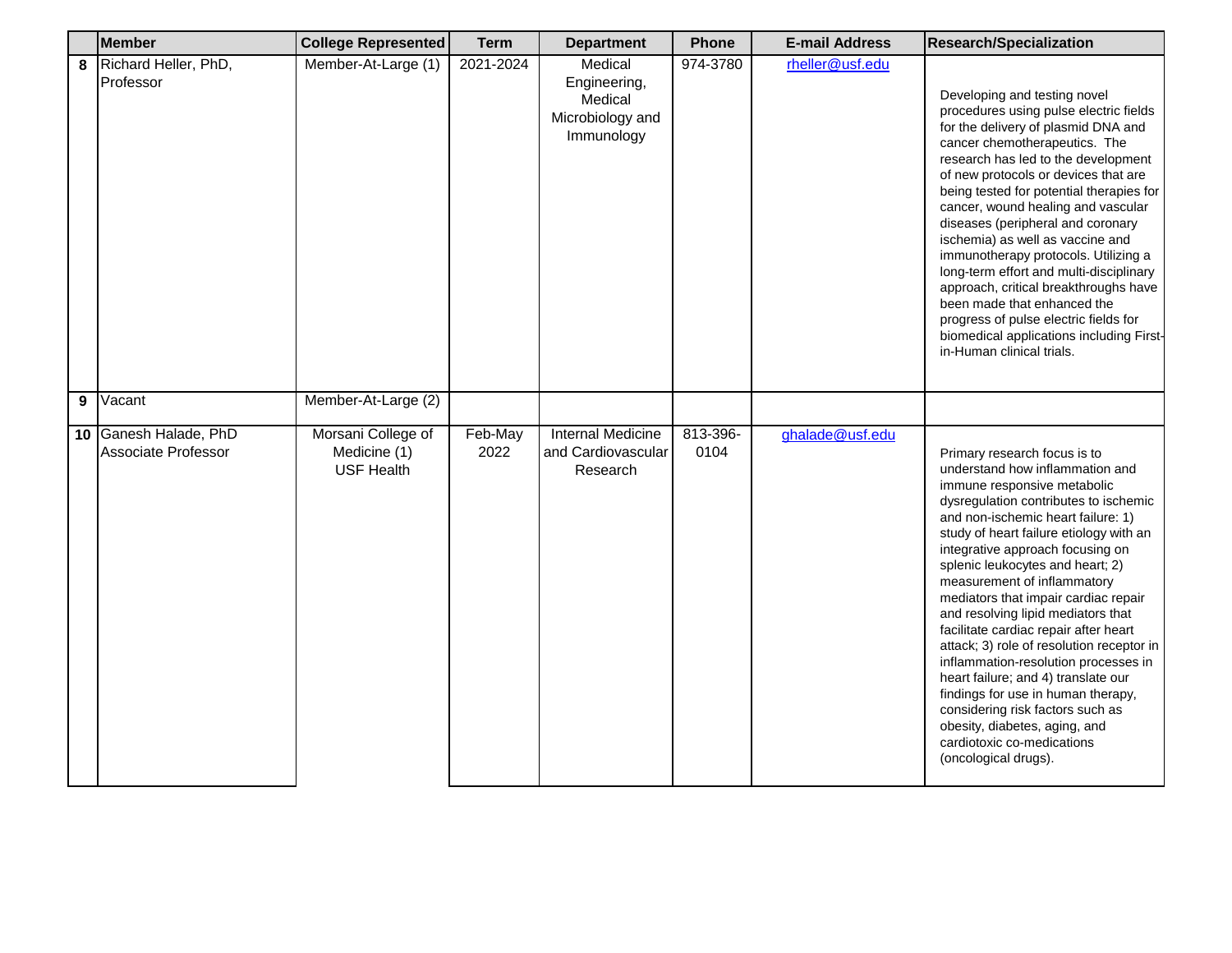| | Member | College Represented | Term | Department | Phone | E-mail Address | Research/Specialization |
|---|---|---|---|---|---|---|---|
| 8 | Richard Heller, PhD, Professor | Member-At-Large (1) | 2021-2024 | Medical Engineering, Medical Microbiology and Immunology | 974-3780 | rheller@usf.edu | Developing and testing novel procedures using pulse electric fields for the delivery of plasmid DNA and cancer chemotherapeutics. The research has led to the development of new protocols or devices that are being tested for potential therapies for cancer, wound healing and vascular diseases (peripheral and coronary ischemia) as well as vaccine and immunotherapy protocols. Utilizing a long-term effort and multi-disciplinary approach, critical breakthroughs have been made that enhanced the progress of pulse electric fields for biomedical applications including First-in-Human clinical trials. |
| 9 | Vacant | Member-At-Large (2) | | | | | |
| 10 | Ganesh Halade, PhD Associate Professor | Morsani College of Medicine (1) USF Health | Feb-May 2022 | Internal Medicine and Cardiovascular Research | 813-396-0104 | ghalade@usf.edu | Primary research focus is to understand how inflammation and immune responsive metabolic dysregulation contributes to ischemic and non-ischemic heart failure: 1) study of heart failure etiology with an integrative approach focusing on splenic leukocytes and heart; 2) measurement of inflammatory mediators that impair cardiac repair and resolving lipid mediators that facilitate cardiac repair after heart attack; 3) role of resolution receptor in inflammation-resolution processes in heart failure; and 4) translate our findings for use in human therapy, considering risk factors such as obesity, diabetes, aging, and cardiotoxic co-medications (oncological drugs). |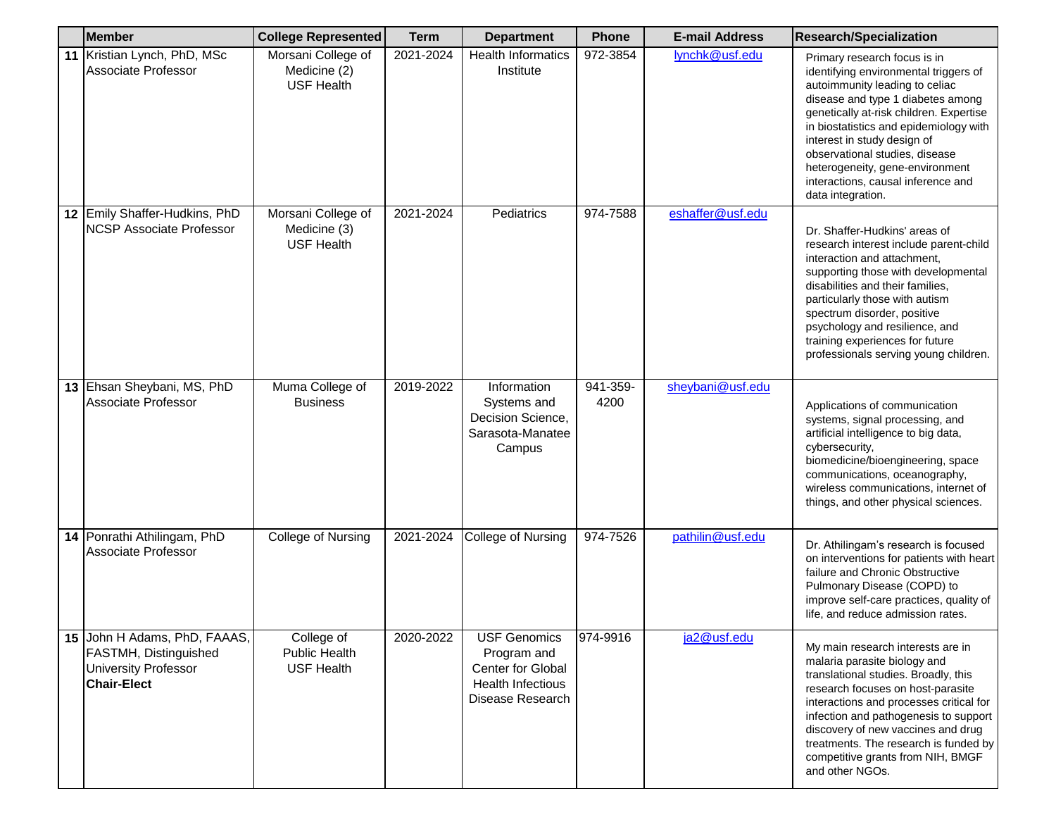| | Member | College Represented | Term | Department | Phone | E-mail Address | Research/Specialization |
|---|---|---|---|---|---|---|---|
| 11 | Kristian Lynch, PhD, MSc Associate Professor | Morsani College of Medicine (2) USF Health | 2021-2024 | Health Informatics Institute | 972-3854 | lynchk@usf.edu | Primary research focus is in identifying environmental triggers of autoimmunity leading to celiac disease and type 1 diabetes among genetically at-risk children. Expertise in biostatistics and epidemiology with interest in study design of observational studies, disease heterogeneity, gene-environment interactions, causal inference and data integration. |
| 12 | Emily Shaffer-Hudkins, PhD NCSP Associate Professor | Morsani College of Medicine (3) USF Health | 2021-2024 | Pediatrics | 974-7588 | eshaffer@usf.edu | Dr. Shaffer-Hudkins' areas of research interest include parent-child interaction and attachment, supporting those with developmental disabilities and their families, particularly those with autism spectrum disorder, positive psychology and resilience, and training experiences for future professionals serving young children. |
| 13 | Ehsan Sheybani, MS, PhD Associate Professor | Muma College of Business | 2019-2022 | Information Systems and Decision Science, Sarasota-Manatee Campus | 941-359-4200 | sheybani@usf.edu | Applications of communication systems, signal processing, and artificial intelligence to big data, cybersecurity, biomedicine/bioengineering, space communications, oceanography, wireless communications, internet of things, and other physical sciences. |
| 14 | Ponrathi Athilingam, PhD Associate Professor | College of Nursing | 2021-2024 | College of Nursing | 974-7526 | pathilin@usf.edu | Dr. Athilingam's research is focused on interventions for patients with heart failure and Chronic Obstructive Pulmonary Disease (COPD) to improve self-care practices, quality of life, and reduce admission rates. |
| 15 | John H Adams, PhD, FAAAS, FASTMH, Distinguished University Professor **Chair-Elect** | College of Public Health USF Health | 2020-2022 | USF Genomics Program and Center for Global Health Infectious Disease Research | 974-9916 | ja2@usf.edu | My main research interests are in malaria parasite biology and translational studies. Broadly, this research focuses on host-parasite interactions and processes critical for infection and pathogenesis to support discovery of new vaccines and drug treatments. The research is funded by competitive grants from NIH, BMGF and other NGOs. |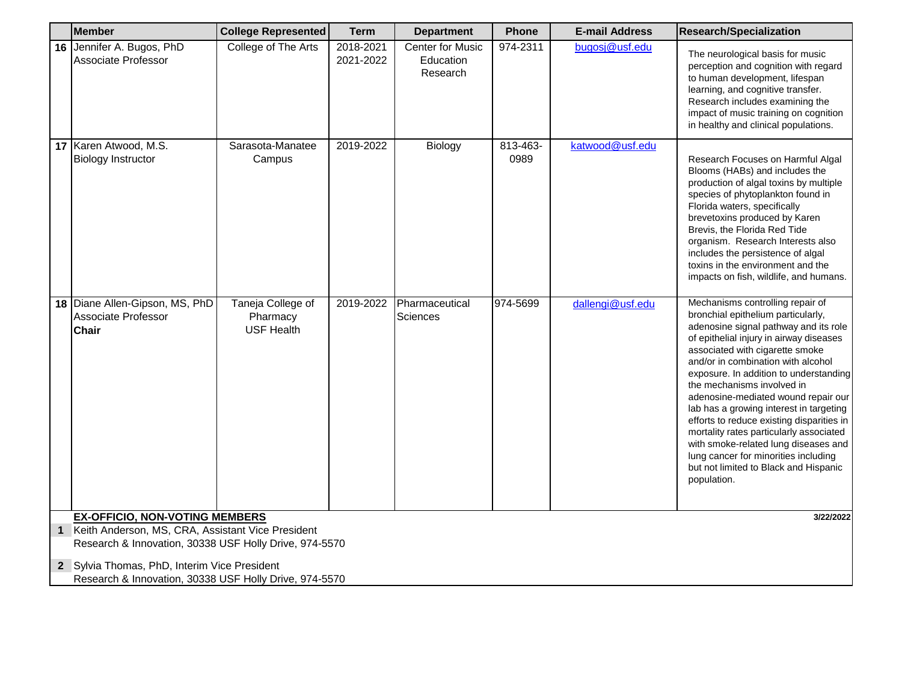| | Member | College Represented | Term | Department | Phone | E-mail Address | Research/Specialization |
|---|---|---|---|---|---|---|---|
| 16 | Jennifer A. Bugos, PhD Associate Professor | College of The Arts | 2018-2021 2021-2022 | Center for Music Education Research | 974-2311 | bugosj@usf.edu | The neurological basis for music perception and cognition with regard to human development, lifespan learning, and cognitive transfer. Research includes examining the impact of music training on cognition in healthy and clinical populations. |
| 17 | Karen Atwood, M.S. Biology Instructor | Sarasota-Manatee Campus | 2019-2022 | Biology | 813-463-0989 | katwood@usf.edu | Research Focuses on Harmful Algal Blooms (HABs) and includes the production of algal toxins by multiple species of phytoplankton found in Florida waters, specifically brevetoxins produced by Karen Brevis, the Florida Red Tide organism. Research Interests also includes the persistence of algal toxins in the environment and the impacts on fish, wildlife, and humans. |
| 18 | Diane Allen-Gipson, MS, PhD Associate Professor **Chair** | Taneja College of Pharmacy USF Health | 2019-2022 | Pharmaceutical Sciences | 974-5699 | dallengi@usf.edu | Mechanisms controlling repair of bronchial epithelium particularly, adenosine signal pathway and its role of epithelial injury in airway diseases associated with cigarette smoke and/or in combination with alcohol exposure. In addition to understanding the mechanisms involved in adenosine-mediated wound repair our lab has a growing interest in targeting efforts to reduce existing disparities in mortality rates particularly associated with smoke-related lung diseases and lung cancer for minorities including but not limited to Black and Hispanic population. |

**EX-OFFICIO, NON-VOTING MEMBERS**

**3/22/2022**

1. Keith Anderson, MS, CRA, Assistant Vice President
   Research & Innovation, 30338 USF Holly Drive, 974-5570

2. Sylvia Thomas, PhD, Interim Vice President
   Research & Innovation, 30338 USF Holly Drive, 974-5570